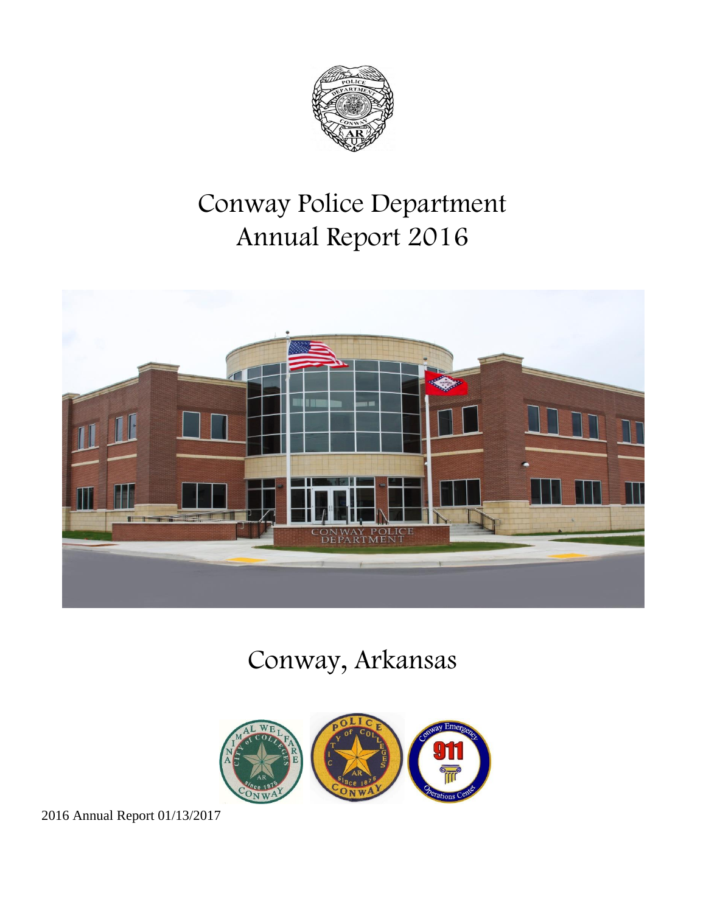# Conway Police Department
# Annual Report 2016

## Conway, Arkansas

2016 Annual Report 01/13/2017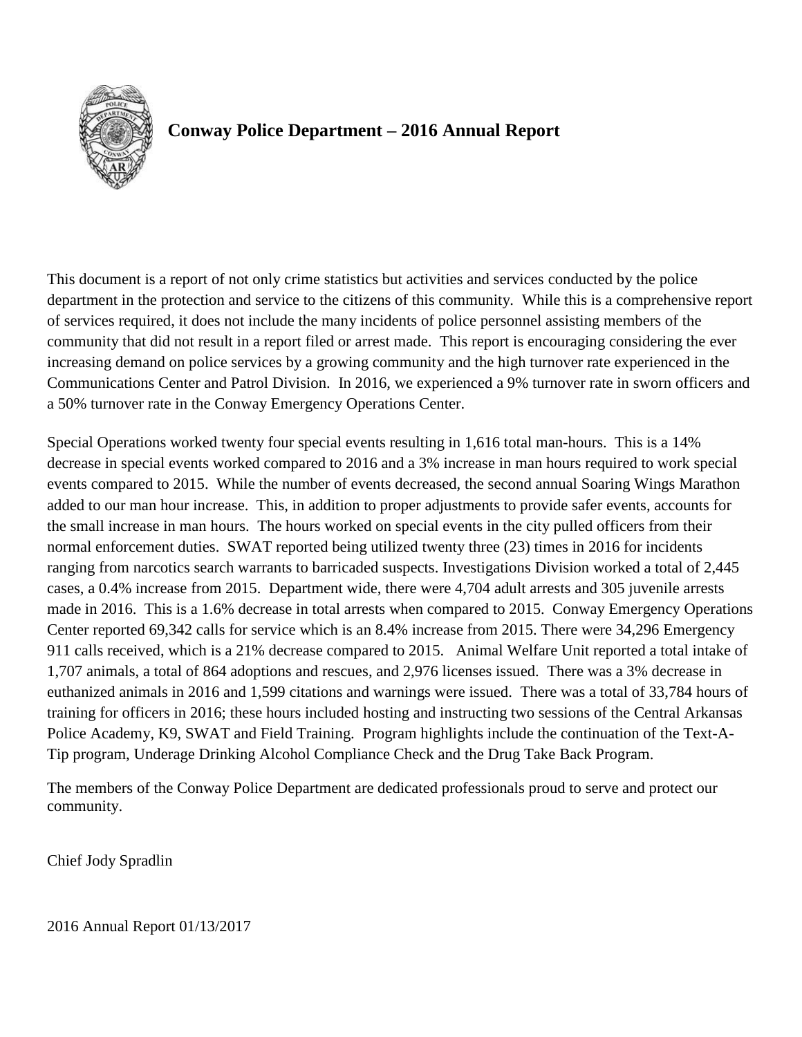# Conway Police Department – 2016 Annual Report

This document is a report of not only crime statistics but activities and services conducted by the police department in the protection and service to the citizens of this community. While this is a comprehensive report of services required, it does not include the many incidents of police personnel assisting members of the community that did not result in a report filed or arrest made. This report is encouraging considering the ever increasing demand on police services by a growing community and the high turnover rate experienced in the Communications Center and Patrol Division. In 2016, we experienced a 9% turnover rate in sworn officers and a 50% turnover rate in the Conway Emergency Operations Center.

Special Operations worked twenty four special events resulting in 1,616 total man-hours. This is a 14% decrease in special events worked compared to 2016 and a 3% increase in man hours required to work special events compared to 2015. While the number of events decreased, the second annual Soaring Wings Marathon added to our man hour increase. This, in addition to proper adjustments to provide safer events, accounts for the small increase in man hours. The hours worked on special events in the city pulled officers from their normal enforcement duties. SWAT reported being utilized twenty three (23) times in 2016 for incidents ranging from narcotics search warrants to barricaded suspects. Investigations Division worked a total of 2,445 cases, a 0.4% increase from 2015. Department wide, there were 4,704 adult arrests and 305 juvenile arrests made in 2016. This is a 1.6% decrease in total arrests when compared to 2015. Conway Emergency Operations Center reported 69,342 calls for service which is an 8.4% increase from 2015. There were 34,296 Emergency 911 calls received, which is a 21% decrease compared to 2015. Animal Welfare Unit reported a total intake of 1,707 animals, a total of 864 adoptions and rescues, and 2,976 licenses issued. There was a 3% decrease in euthanized animals in 2016 and 1,599 citations and warnings were issued. There was a total of 33,784 hours of training for officers in 2016; these hours included hosting and instructing two sessions of the Central Arkansas Police Academy, K9, SWAT and Field Training. Program highlights include the continuation of the Text-A-Tip program, Underage Drinking Alcohol Compliance Check and the Drug Take Back Program.

The members of the Conway Police Department are dedicated professionals proud to serve and protect our community.

Chief Jody Spradlin

2016 Annual Report 01/13/2017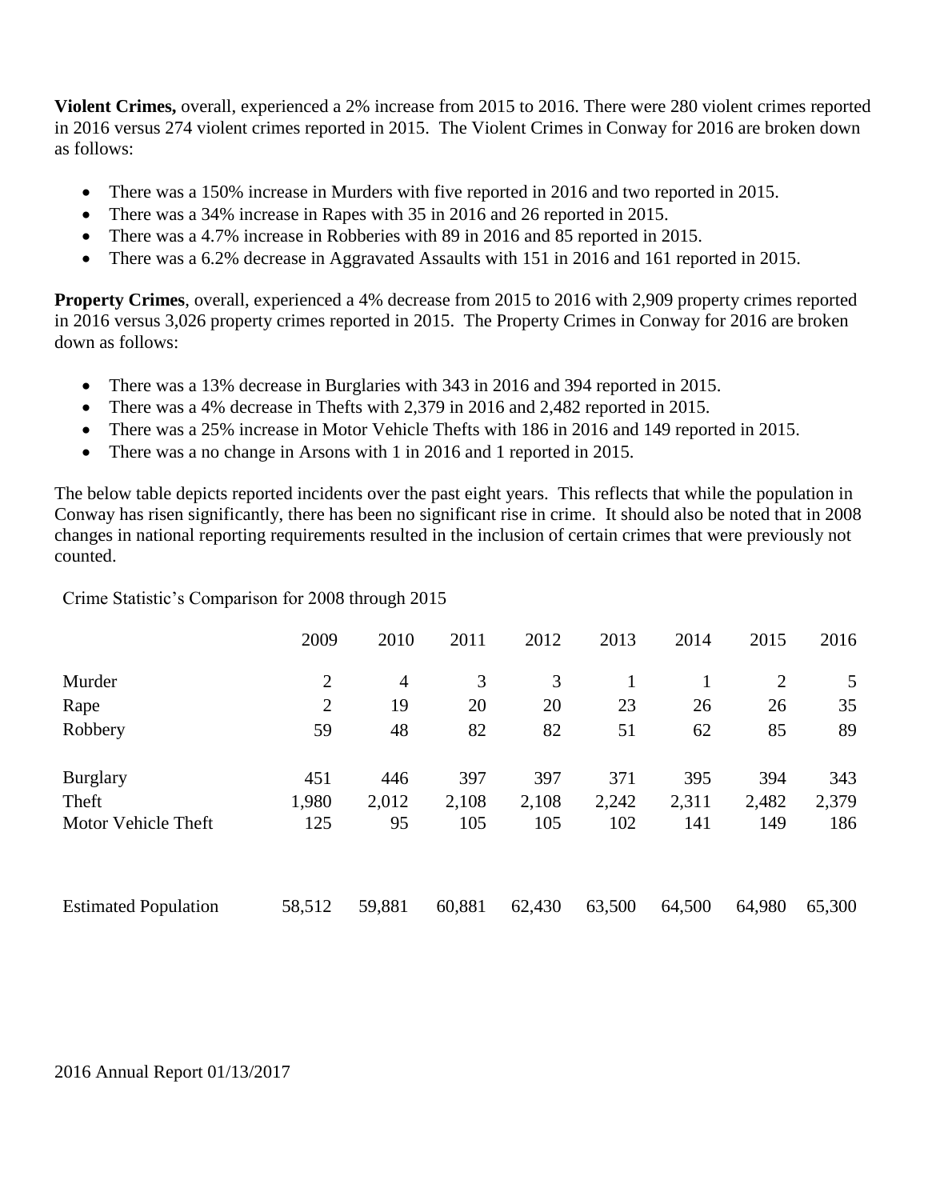**Violent Crimes,** overall, experienced a 2% increase from 2015 to 2016. There were 280 violent crimes reported in 2016 versus 274 violent crimes reported in 2015. The Violent Crimes in Conway for 2016 are broken down as follows:

- There was a 150% increase in Murders with five reported in 2016 and two reported in 2015.
- There was a 34% increase in Rapes with 35 in 2016 and 26 reported in 2015.
- There was a 4.7% increase in Robberies with 89 in 2016 and 85 reported in 2015.
- There was a 6.2% decrease in Aggravated Assaults with 151 in 2016 and 161 reported in 2015.

**Property Crimes**, overall, experienced a 4% decrease from 2015 to 2016 with 2,909 property crimes reported in 2016 versus 3,026 property crimes reported in 2015. The Property Crimes in Conway for 2016 are broken down as follows:

- There was a 13% decrease in Burglaries with 343 in 2016 and 394 reported in 2015.
- There was a 4% decrease in Thefts with 2,379 in 2016 and 2,482 reported in 2015.
- There was a 25% increase in Motor Vehicle Thefts with 186 in 2016 and 149 reported in 2015.
- There was a no change in Arsons with 1 in 2016 and 1 reported in 2015.

The below table depicts reported incidents over the past eight years. This reflects that while the population in Conway has risen significantly, there has been no significant rise in crime. It should also be noted that in 2008 changes in national reporting requirements resulted in the inclusion of certain crimes that were previously not counted.

Crime Statistic's Comparison for 2008 through 2015

| | 2009 | 2010 | 2011 | 2012 | 2013 | 2014 | 2015 | 2016 |
|---|---|---|---|---|---|---|---|---|
| Murder | 2 | 4 | 3 | 3 | 1 | 1 | 2 | 5 |
| Rape | 2 | 19 | 20 | 20 | 23 | 26 | 26 | 35 |
| Robbery | 59 | 48 | 82 | 82 | 51 | 62 | 85 | 89 |
| Burglary | 451 | 446 | 397 | 397 | 371 | 395 | 394 | 343 |
| Theft | 1,980 | 2,012 | 2,108 | 2,108 | 2,242 | 2,311 | 2,482 | 2,379 |
| Motor Vehicle Theft | 125 | 95 | 105 | 105 | 102 | 141 | 149 | 186 |
| Estimated Population | 58,512 | 59,881 | 60,881 | 62,430 | 63,500 | 64,500 | 64,980 | 65,300 |

2016 Annual Report 01/13/2017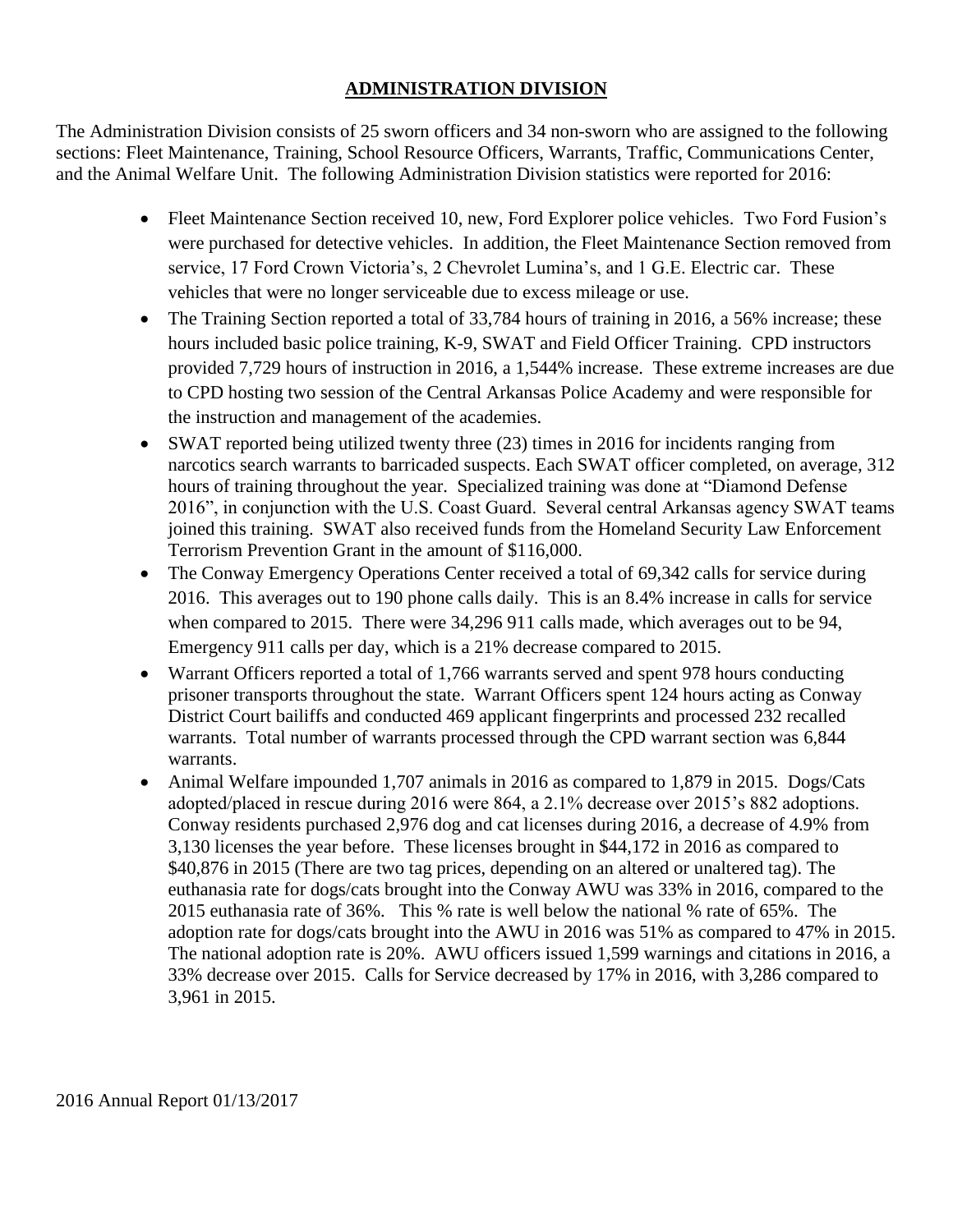# ADMINISTRATION DIVISION

The Administration Division consists of 25 sworn officers and 34 non-sworn who are assigned to the following sections: Fleet Maintenance, Training, School Resource Officers, Warrants, Traffic, Communications Center, and the Animal Welfare Unit. The following Administration Division statistics were reported for 2016:

- Fleet Maintenance Section received 10, new, Ford Explorer police vehicles. Two Ford Fusion's were purchased for detective vehicles. In addition, the Fleet Maintenance Section removed from service, 17 Ford Crown Victoria's, 2 Chevrolet Lumina's, and 1 G.E. Electric car. These vehicles that were no longer serviceable due to excess mileage or use.
- The Training Section reported a total of 33,784 hours of training in 2016, a 56% increase; these hours included basic police training, K-9, SWAT and Field Officer Training. CPD instructors provided 7,729 hours of instruction in 2016, a 1,544% increase. These extreme increases are due to CPD hosting two session of the Central Arkansas Police Academy and were responsible for the instruction and management of the academies.
- SWAT reported being utilized twenty three (23) times in 2016 for incidents ranging from narcotics search warrants to barricaded suspects. Each SWAT officer completed, on average, 312 hours of training throughout the year. Specialized training was done at "Diamond Defense 2016", in conjunction with the U.S. Coast Guard. Several central Arkansas agency SWAT teams joined this training. SWAT also received funds from the Homeland Security Law Enforcement Terrorism Prevention Grant in the amount of $116,000.
- The Conway Emergency Operations Center received a total of 69,342 calls for service during 2016. This averages out to 190 phone calls daily. This is an 8.4% increase in calls for service when compared to 2015. There were 34,296 911 calls made, which averages out to be 94, Emergency 911 calls per day, which is a 21% decrease compared to 2015.
- Warrant Officers reported a total of 1,766 warrants served and spent 978 hours conducting prisoner transports throughout the state. Warrant Officers spent 124 hours acting as Conway District Court bailiffs and conducted 469 applicant fingerprints and processed 232 recalled warrants. Total number of warrants processed through the CPD warrant section was 6,844 warrants.
- Animal Welfare impounded 1,707 animals in 2016 as compared to 1,879 in 2015. Dogs/Cats adopted/placed in rescue during 2016 were 864, a 2.1% decrease over 2015's 882 adoptions. Conway residents purchased 2,976 dog and cat licenses during 2016, a decrease of 4.9% from 3,130 licenses the year before. These licenses brought in $44,172 in 2016 as compared to $40,876 in 2015 (There are two tag prices, depending on an altered or unaltered tag). The euthanasia rate for dogs/cats brought into the Conway AWU was 33% in 2016, compared to the 2015 euthanasia rate of 36%. This % rate is well below the national % rate of 65%. The adoption rate for dogs/cats brought into the AWU in 2016 was 51% as compared to 47% in 2015. The national adoption rate is 20%. AWU officers issued 1,599 warnings and citations in 2016, a 33% decrease over 2015. Calls for Service decreased by 17% in 2016, with 3,286 compared to 3,961 in 2015.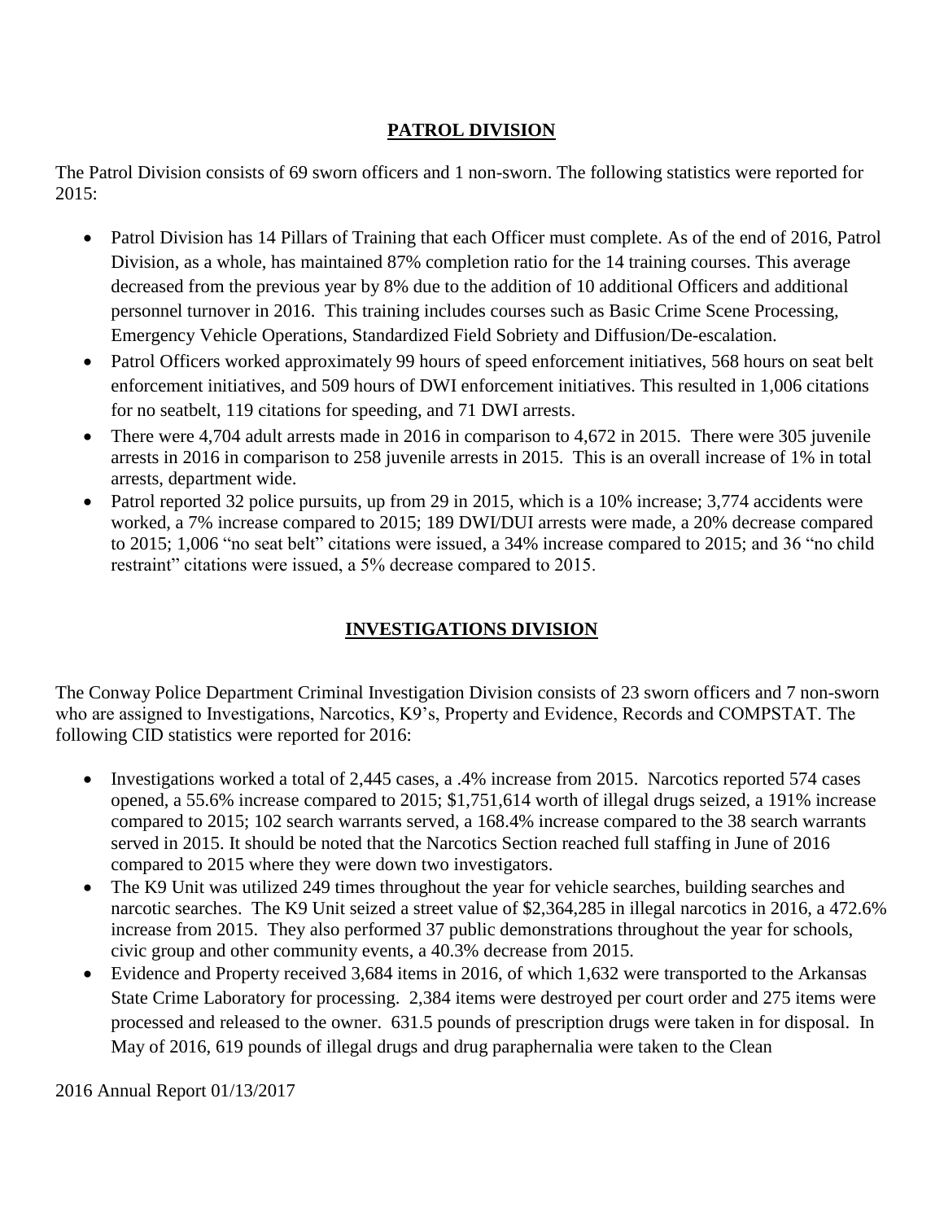## PATROL DIVISION

The Patrol Division consists of 69 sworn officers and 1 non-sworn. The following statistics were reported for 2015:

- Patrol Division has 14 Pillars of Training that each Officer must complete. As of the end of 2016, Patrol Division, as a whole, has maintained 87% completion ratio for the 14 training courses. This average decreased from the previous year by 8% due to the addition of 10 additional Officers and additional personnel turnover in 2016. This training includes courses such as Basic Crime Scene Processing, Emergency Vehicle Operations, Standardized Field Sobriety and Diffusion/De-escalation.
- Patrol Officers worked approximately 99 hours of speed enforcement initiatives, 568 hours on seat belt enforcement initiatives, and 509 hours of DWI enforcement initiatives. This resulted in 1,006 citations for no seatbelt, 119 citations for speeding, and 71 DWI arrests.
- There were 4,704 adult arrests made in 2016 in comparison to 4,672 in 2015. There were 305 juvenile arrests in 2016 in comparison to 258 juvenile arrests in 2015. This is an overall increase of 1% in total arrests, department wide.
- Patrol reported 32 police pursuits, up from 29 in 2015, which is a 10% increase; 3,774 accidents were worked, a 7% increase compared to 2015; 189 DWI/DUI arrests were made, a 20% decrease compared to 2015; 1,006 "no seat belt" citations were issued, a 34% increase compared to 2015; and 36 "no child restraint" citations were issued, a 5% decrease compared to 2015.

## INVESTIGATIONS DIVISION

The Conway Police Department Criminal Investigation Division consists of 23 sworn officers and 7 non-sworn who are assigned to Investigations, Narcotics, K9's, Property and Evidence, Records and COMPSTAT. The following CID statistics were reported for 2016:

- Investigations worked a total of 2,445 cases, a .4% increase from 2015. Narcotics reported 574 cases opened, a 55.6% increase compared to 2015; $1,751,614 worth of illegal drugs seized, a 191% increase compared to 2015; 102 search warrants served, a 168.4% increase compared to the 38 search warrants served in 2015. It should be noted that the Narcotics Section reached full staffing in June of 2016 compared to 2015 where they were down two investigators.
- The K9 Unit was utilized 249 times throughout the year for vehicle searches, building searches and narcotic searches. The K9 Unit seized a street value of $2,364,285 in illegal narcotics in 2016, a 472.6% increase from 2015. They also performed 37 public demonstrations throughout the year for schools, civic group and other community events, a 40.3% decrease from 2015.
- Evidence and Property received 3,684 items in 2016, of which 1,632 were transported to the Arkansas State Crime Laboratory for processing. 2,384 items were destroyed per court order and 275 items were processed and released to the owner. 631.5 pounds of prescription drugs were taken in for disposal. In May of 2016, 619 pounds of illegal drugs and drug paraphernalia were taken to the Clean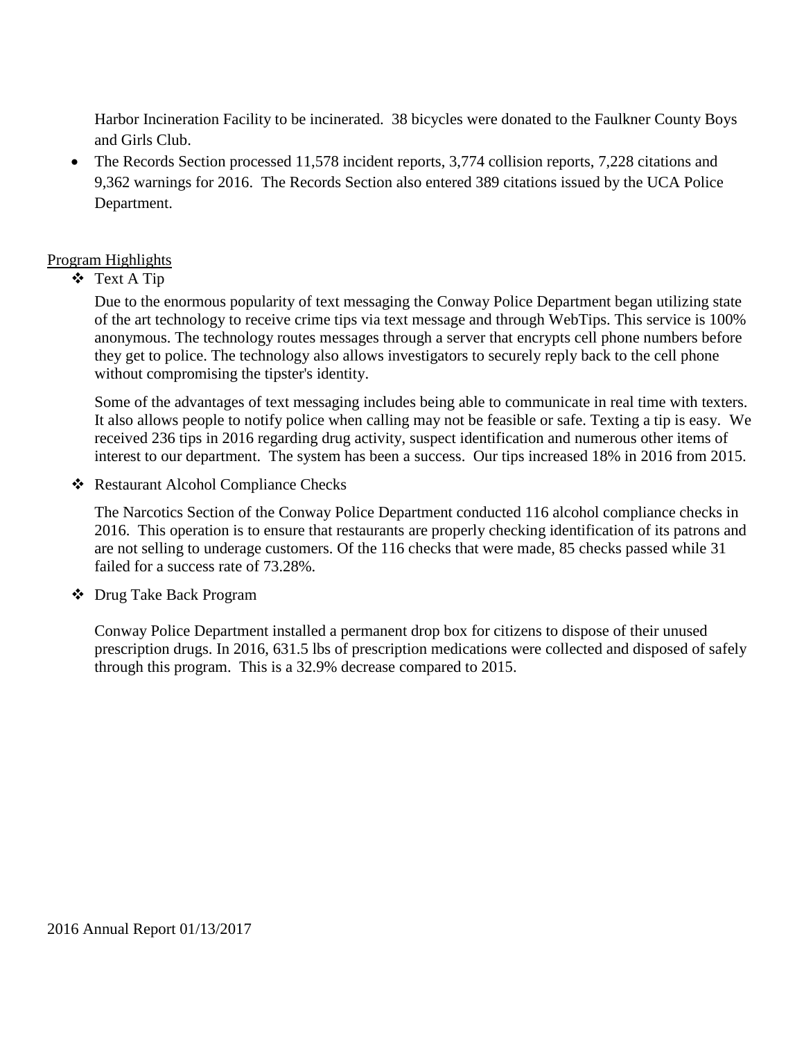Harbor Incineration Facility to be incinerated.  38 bicycles were donated to the Faulkner County Boys and Girls Club.

- The Records Section processed 11,578 incident reports, 3,774 collision reports, 7,228 citations and 9,362 warnings for 2016.  The Records Section also entered 389 citations issued by the UCA Police Department.

Program Highlights

- Text A Tip

  Due to the enormous popularity of text messaging the Conway Police Department began utilizing state of the art technology to receive crime tips via text message and through WebTips. This service is 100% anonymous. The technology routes messages through a server that encrypts cell phone numbers before they get to police. The technology also allows investigators to securely reply back to the cell phone without compromising the tipster's identity.

  Some of the advantages of text messaging includes being able to communicate in real time with texters. It also allows people to notify police when calling may not be feasible or safe. Texting a tip is easy.  We received 236 tips in 2016 regarding drug activity, suspect identification and numerous other items of interest to our department.  The system has been a success.  Our tips increased 18% in 2016 from 2015.

- Restaurant Alcohol Compliance Checks

  The Narcotics Section of the Conway Police Department conducted 116 alcohol compliance checks in 2016.  This operation is to ensure that restaurants are properly checking identification of its patrons and are not selling to underage customers. Of the 116 checks that were made, 85 checks passed while 31 failed for a success rate of 73.28%.

- Drug Take Back Program

  Conway Police Department installed a permanent drop box for citizens to dispose of their unused prescription drugs. In 2016, 631.5 lbs of prescription medications were collected and disposed of safely through this program.  This is a 32.9% decrease compared to 2015.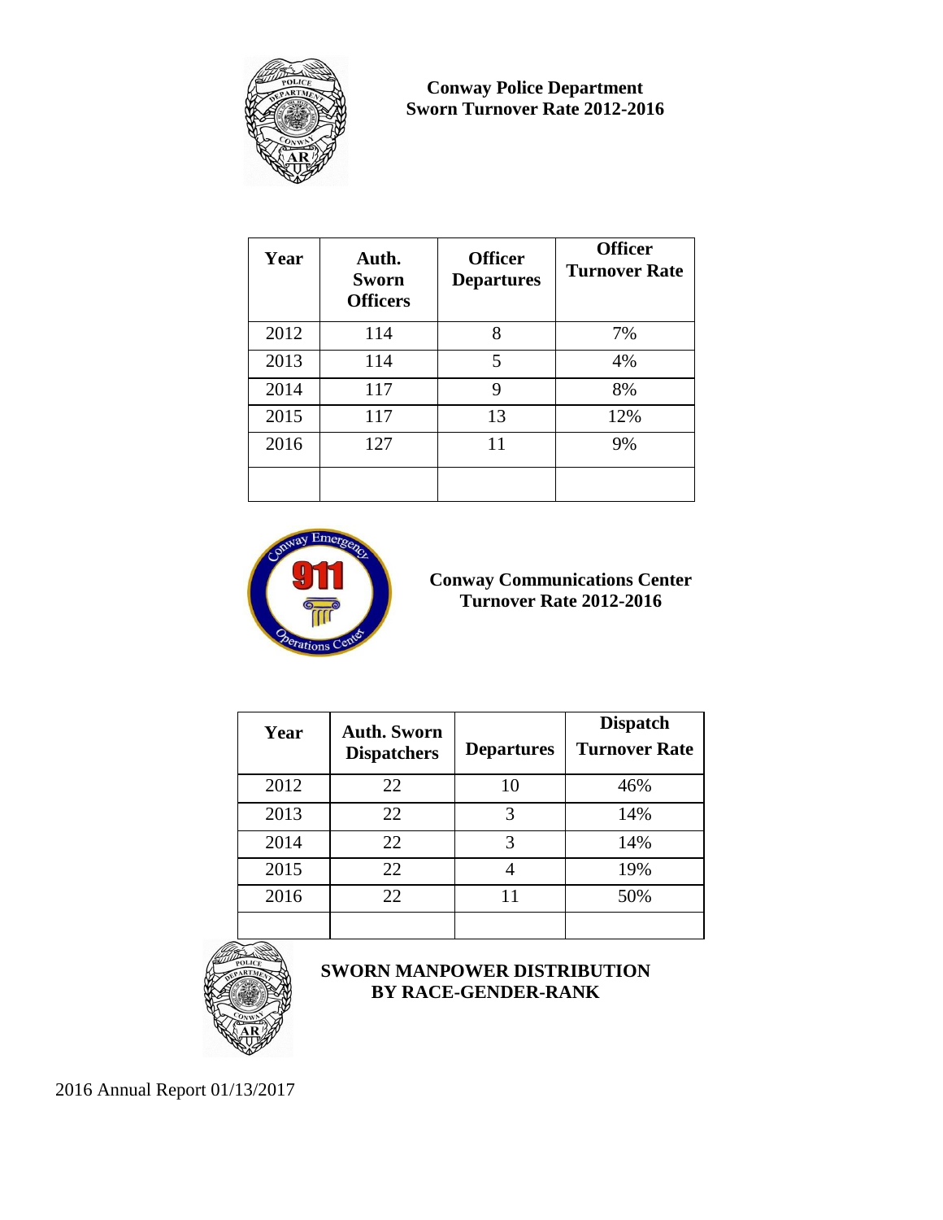## Conway Police Department
## Sworn Turnover Rate 2012-2016

| Year | Auth. Sworn Officers | Officer Departures | Officer Turnover Rate |
|---|---|---|---|
| 2012 | 114 | 8 | 7% |
| 2013 | 114 | 5 | 4% |
| 2014 | 117 | 9 | 8% |
| 2015 | 117 | 13 | 12% |
| 2016 | 127 | 11 | 9% |
| | | | |

## Conway Communications Center
## Turnover Rate 2012-2016

| Year | Auth. Sworn Dispatchers | Departures | Dispatch Turnover Rate |
|---|---|---|---|
| 2012 | 22 | 10 | 46% |
| 2013 | 22 | 3 | 14% |
| 2014 | 22 | 3 | 14% |
| 2015 | 22 | 4 | 19% |
| 2016 | 22 | 11 | 50% |
| | | | |

## SWORN MANPOWER DISTRIBUTION BY RACE-GENDER-RANK

2016 Annual Report 01/13/2017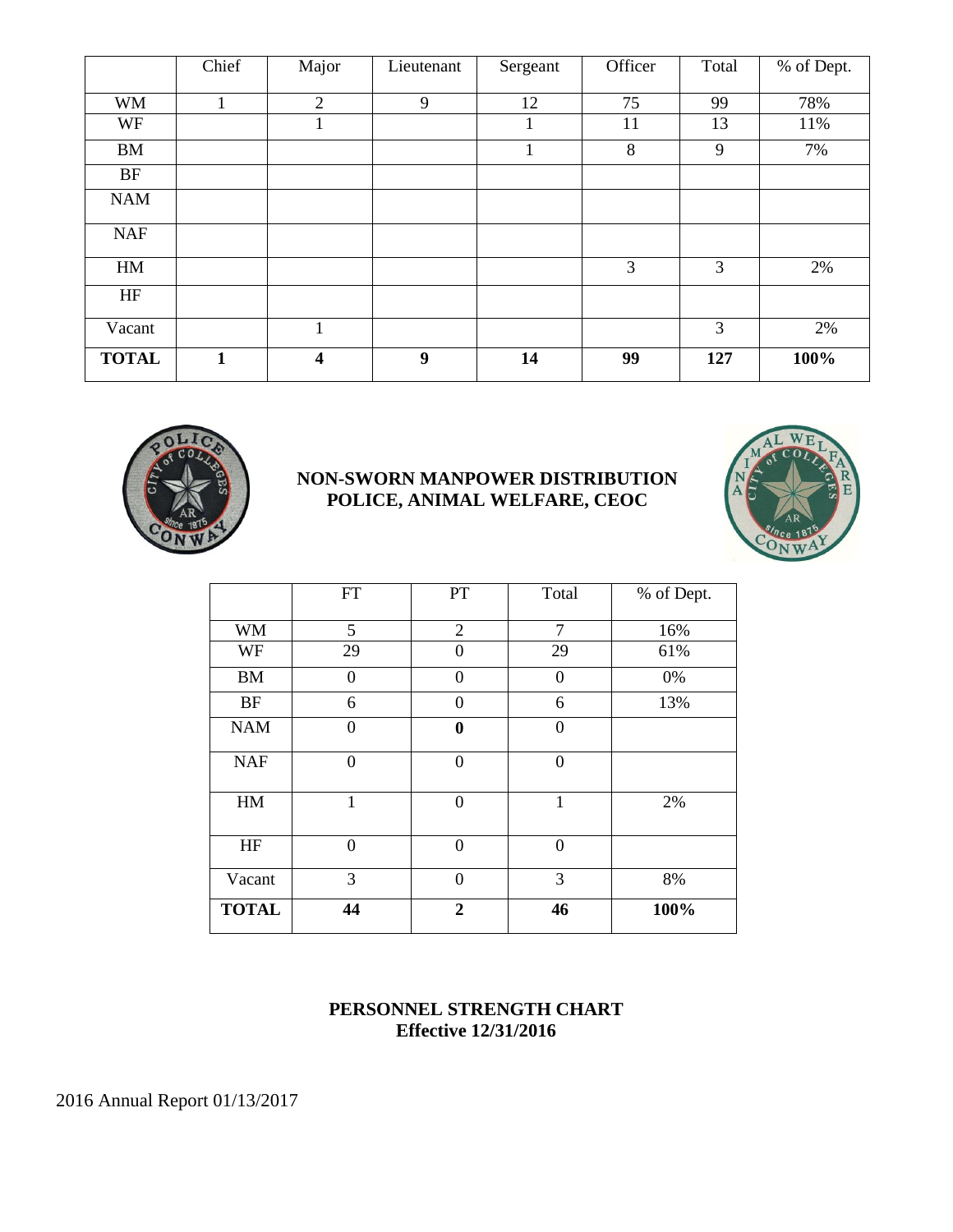| | Chief | Major | Lieutenant | Sergeant | Officer | Total | % of Dept. |
|---|---|---|---|---|---|---|---|
| WM | 1 | 2 | 9 | 12 | 75 | 99 | 78% |
| WF | | 1 | | 1 | 11 | 13 | 11% |
| BM | | | | 1 | 8 | 9 | 7% |
| BF | | | | | | | |
| NAM | | | | | | | |
| NAF | | | | | | | |
| HM | | | | | 3 | 3 | 2% |
| HF | | | | | | | |
| Vacant | | 1 | | | | 3 | 2% |
| **TOTAL** | **1** | **4** | **9** | **14** | **99** | **127** | **100%** |

**NON-SWORN MANPOWER DISTRIBUTION**
**POLICE, ANIMAL WELFARE, CEOC**

| | FT | PT | Total | % of Dept. |
|---|---|---|---|---|
| WM | 5 | 2 | 7 | 16% |
| WF | 29 | 0 | 29 | 61% |
| BM | 0 | 0 | 0 | 0% |
| BF | 6 | 0 | 6 | 13% |
| NAM | 0 | **0** | 0 | |
| NAF | 0 | 0 | 0 | |
| HM | 1 | 0 | 1 | 2% |
| HF | 0 | 0 | 0 | |
| Vacant | 3 | 0 | 3 | 8% |
| **TOTAL** | **44** | **2** | **46** | **100%** |

**PERSONNEL STRENGTH CHART**
**Effective 12/31/2016**

2016 Annual Report 01/13/2017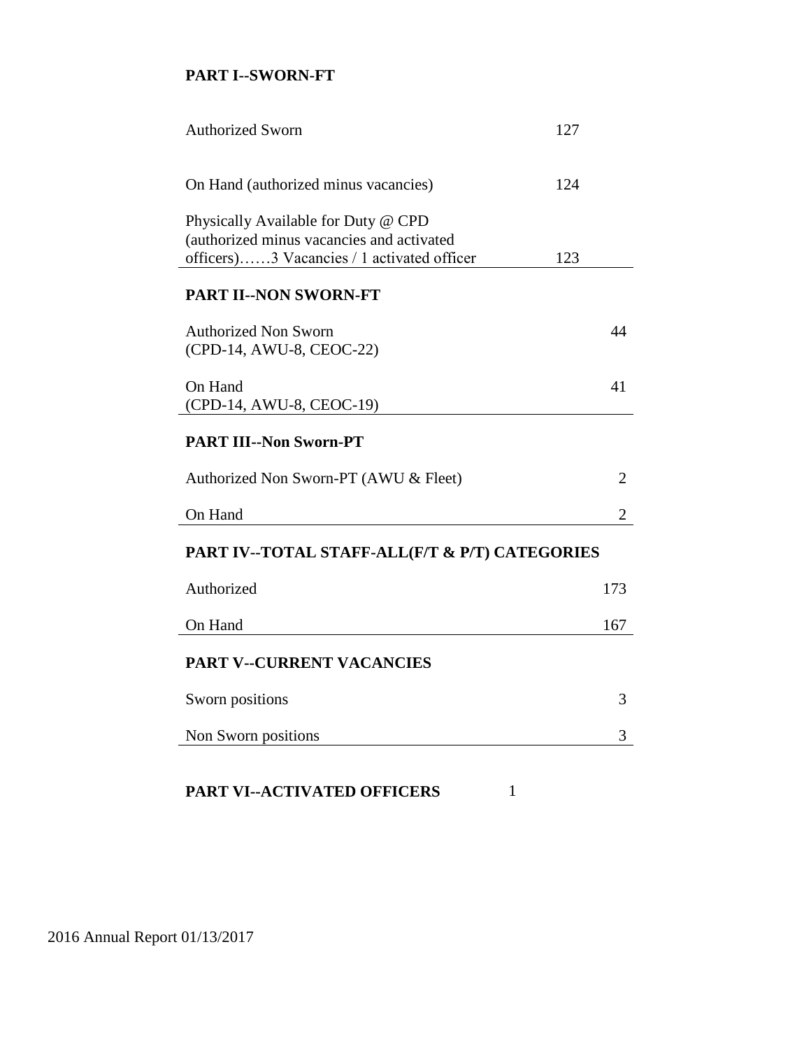**PART I--SWORN-FT**

| | |
|---|---|
| Authorized Sworn | 127 |
| On Hand (authorized minus vacancies) | 124 |
| Physically Available for Duty @ CPD (authorized minus vacancies and activated officers)……3 Vacancies / 1 activated officer | 123 |

**PART II--NON SWORN-FT**

| | |
|---|---|
| Authorized Non Sworn (CPD-14, AWU-8, CEOC-22) | 44 |
| On Hand (CPD-14, AWU-8, CEOC-19) | 41 |

**PART III--Non Sworn-PT**

| | |
|---|---|
| Authorized Non Sworn-PT (AWU & Fleet) | 2 |
| On Hand | 2 |

**PART IV--TOTAL STAFF-ALL(F/T & P/T) CATEGORIES**

| | |
|---|---|
| Authorized | 173 |
| On Hand | 167 |

**PART V--CURRENT VACANCIES**

| | |
|---|---|
| Sworn positions | 3 |
| Non Sworn positions | 3 |

**PART VI--ACTIVATED OFFICERS** 1

2016 Annual Report 01/13/2017